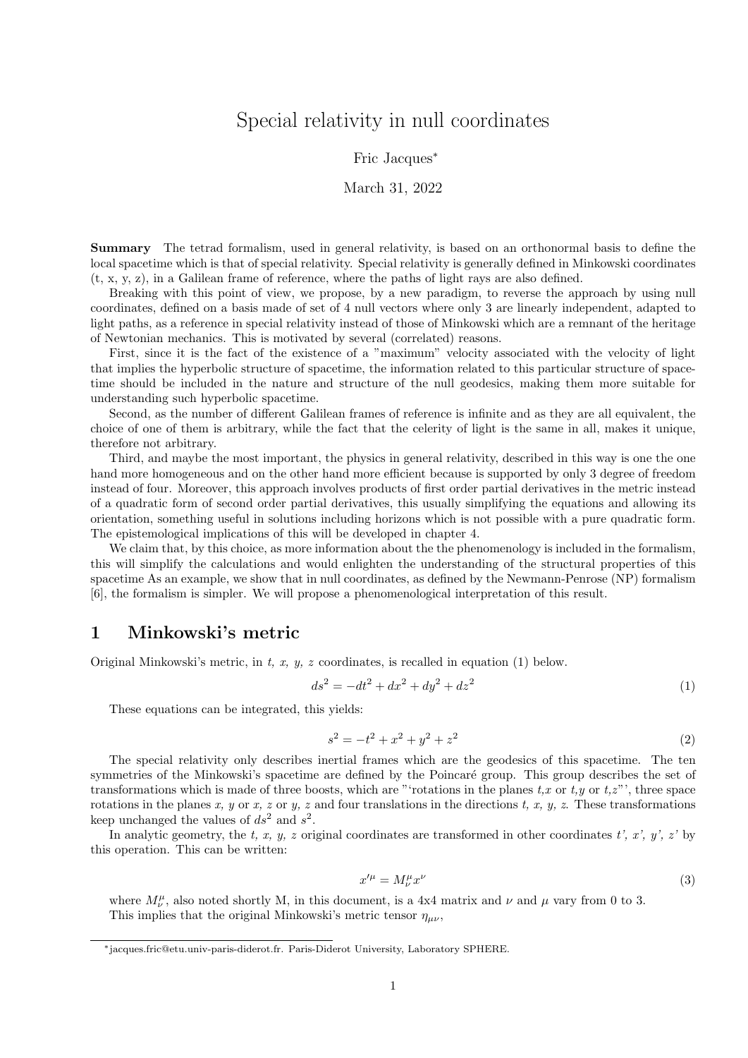# Special relativity in null coordinates

Fric Jacques*

March 31, 2022

**Summary** The tetrad formalism, used in general relativity, is based on an orthonormal basis to define the local spacetime which is that of special relativity. Special relativity is generally defined in Minkowski coordinates (t, x, y, z), in a Galilean frame of reference, where the paths of light rays are also defined.

Breaking with this point of view, we propose, by a new paradigm, to reverse the approach by using null coordinates, defined on a basis made of set of 4 null vectors where only 3 are linearly independent, adapted to light paths, as a reference in special relativity instead of those of Minkowski which are a remnant of the heritage of Newtonian mechanics. This is motivated by several (correlated) reasons.

First, since it is the fact of the existence of a "maximum" velocity associated with the velocity of light that implies the hyperbolic structure of spacetime, the information related to this particular structure of spacetime should be included in the nature and structure of the null geodesics, making them more suitable for understanding such hyperbolic spacetime.

Second, as the number of different Galilean frames of reference is infinite and as they are all equivalent, the choice of one of them is arbitrary, while the fact that the celerity of light is the same in all, makes it unique, therefore not arbitrary.

Third, and maybe the most important, the physics in general relativity, described in this way is one the one hand more homogeneous and on the other hand more efficient because is supported by only 3 degree of freedom instead of four. Moreover, this approach involves products of first order partial derivatives in the metric instead of a quadratic form of second order partial derivatives, this usually simplifying the equations and allowing its orientation, something useful in solutions including horizons which is not possible with a pure quadratic form. The epistemological implications of this will be developed in chapter 4.

We claim that, by this choice, as more information about the the phenomenology is included in the formalism, this will simplify the calculations and would enlighten the understanding of the structural properties of this spacetime As an example, we show that in null coordinates, as defined by the Newmann-Penrose (NP) formalism [6], the formalism is simpler. We will propose a phenomenological interpretation of this result.

## 1 Minkowski's metric

Original Minkowski's metric, in *t, x, y, z* coordinates, is recalled in equation (1) below.

$$ds^2 = -dt^2 + dx^2 + dy^2 + dz^2 \tag{1}$$

These equations can be integrated, this yields:

$$s^2 = -t^2 + x^2 + y^2 + z^2 \tag{2}$$

The special relativity only describes inertial frames which are the geodesics of this spacetime. The ten symmetries of the Minkowski's spacetime are defined by the Poincaré group. This group describes the set of transformations which is made of three boosts, which are "'rotations in the planes *t,x* or *t,y* or *t,z*"', three space rotations in the planes *x, y* or *x, z* or *y, z* and four translations in the directions *t, x, y, z*. These transformations keep unchanged the values of $ds^2$ and $s^2$.

In analytic geometry, the *t, x, y, z* original coordinates are transformed in other coordinates *t', x', y', z'* by this operation. This can be written:

$$x'^{\mu} = M^{\mu}_{\nu} x^{\nu} \tag{3}$$

where $M^{\mu}_{\nu}$, also noted shortly M, in this document, is a 4x4 matrix and $\nu$ and $\mu$ vary from 0 to 3.
This implies that the original Minkowski's metric tensor $\eta_{\mu\nu}$,

*jacques.fric@etu.univ-paris-diderot.fr. Paris-Diderot University, Laboratory SPHERE.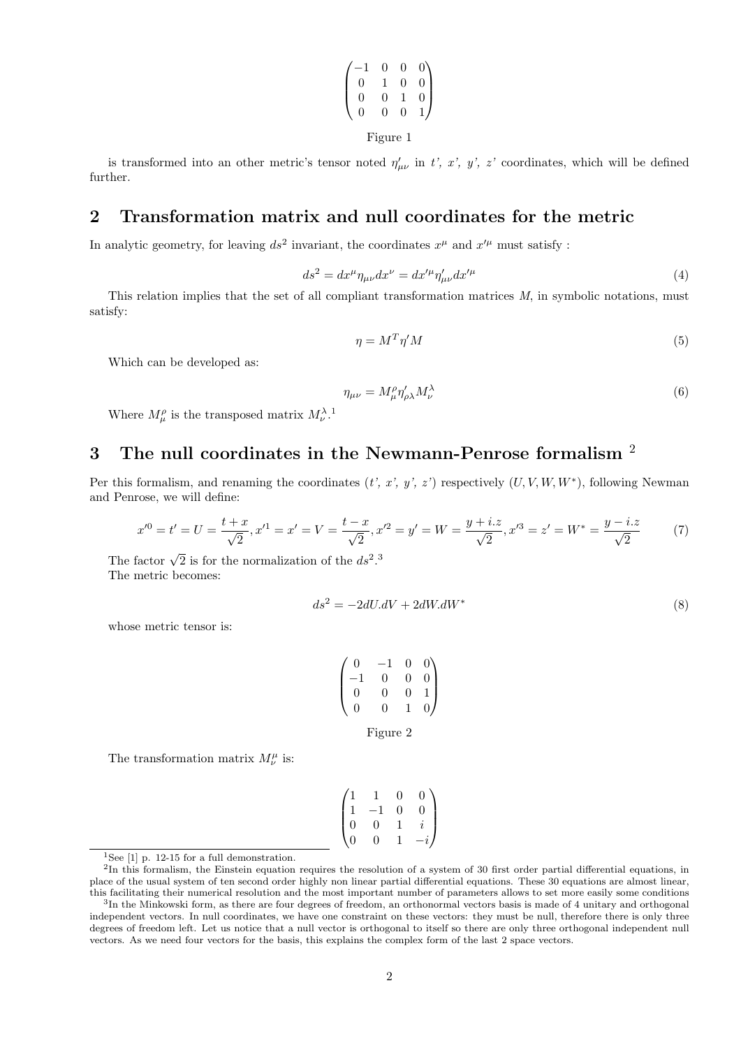$$\begin{pmatrix} -1 & 0 & 0 & 0 \\ 0 & 1 & 0 & 0 \\ 0 & 0 & 1 & 0 \\ 0 & 0 & 0 & 1 \end{pmatrix}$$

Figure 1

is transformed into an other metric's tensor noted $\eta'_{\mu\nu}$ in $t'$, $x'$, $y'$, $z'$ coordinates, which will be defined further.

## 2 Transformation matrix and null coordinates for the metric

In analytic geometry, for leaving $ds^2$ invariant, the coordinates $x^\mu$ and $x'^\mu$ must satisfy :

$$ds^2 = dx^\mu \eta_{\mu\nu} dx^\nu = dx'^\mu \eta'_{\mu\nu} dx'^\mu \tag{4}$$

This relation implies that the set of all compliant transformation matrices $M$, in symbolic notations, must satisfy:

$$\eta = M^T \eta' M \tag{5}$$

Which can be developed as:

$$\eta_{\mu\nu} = M^\rho_\mu \eta'_{\rho\lambda} M^\lambda_\nu \tag{6}$$

Where $M^\rho_\mu$ is the transposed matrix $M^\lambda_\nu$.[1]

## 3 The null coordinates in the Newmann-Penrose formalism [2]

Per this formalism, and renaming the coordinates ($t'$, $x'$, $y'$, $z'$) respectively $(U, V, W, W^*)$, following Newman and Penrose, we will define:

$$x'^0 = t' = U = \frac{t+x}{\sqrt{2}}, x'^1 = x' = V = \frac{t-x}{\sqrt{2}}, x'^2 = y' = W = \frac{y+i.z}{\sqrt{2}}, x'^3 = z' = W^* = \frac{y-i.z}{\sqrt{2}} \tag{7}$$

The factor $\sqrt{2}$ is for the normalization of the $ds^2$.[3]

The metric becomes:

$$ds^2 = -2dU.dV + 2dW.dW^* \tag{8}$$

whose metric tensor is:

$$\begin{pmatrix} 0 & -1 & 0 & 0 \\ -1 & 0 & 0 & 0 \\ 0 & 0 & 0 & 1 \\ 0 & 0 & 1 & 0 \end{pmatrix}$$

Figure 2

The transformation matrix $M^\mu_\nu$ is:

$$\begin{pmatrix} 1 & 1 & 0 & 0 \\ 1 & -1 & 0 & 0 \\ 0 & 0 & 1 & i \\ 0 & 0 & 1 & -i \end{pmatrix}$$

---

[1] See [1] p. 12-15 for a full demonstration.

[2] In this formalism, the Einstein equation requires the resolution of a system of 30 first order partial differential equations, in place of the usual system of ten second order highly non linear partial differential equations. These 30 equations are almost linear, this facilitating their numerical resolution and the most important number of parameters allows to set more easily some conditions

[3] In the Minkowski form, as there are four degrees of freedom, an orthonormal vectors basis is made of 4 unitary and orthogonal independent vectors. In null coordinates, we have one constraint on these vectors: they must be null, therefore there is only three degrees of freedom left. Let us notice that a null vector is orthogonal to itself so there are only three orthogonal independent null vectors. As we need four vectors for the basis, this explains the complex form of the last 2 space vectors.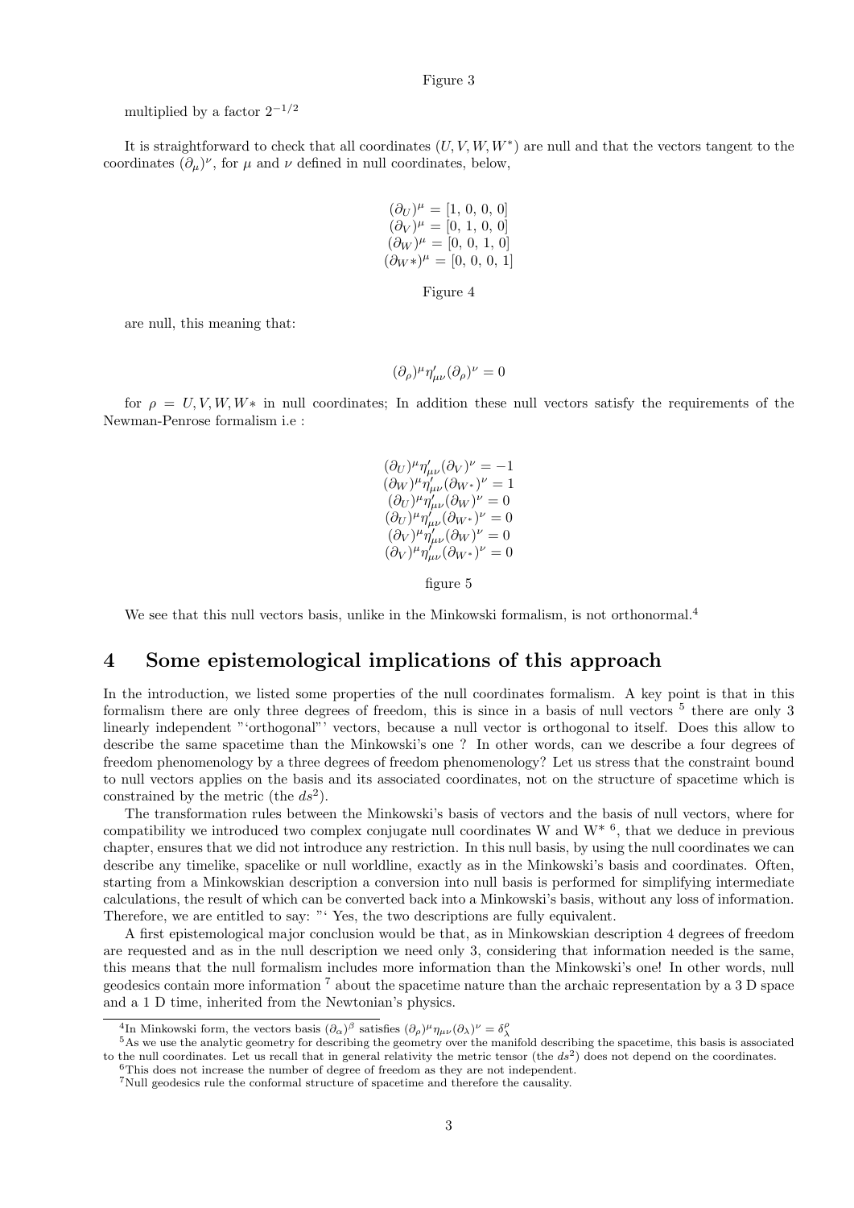Figure 3

multiplied by a factor $2^{-1/2}$

It is straightforward to check that all coordinates $(U, V, W, W^*)$ are null and that the vectors tangent to the coordinates $(\partial_\mu)^\nu$, for $\mu$ and $\nu$ defined in null coordinates, below,

$$
\begin{array}{c}
(\partial_U)^\mu = [1,\ 0,\ 0,\ 0] \\
(\partial_V)^\mu = [0,\ 1,\ 0,\ 0] \\
(\partial_W)^\mu = [0,\ 0,\ 1,\ 0] \\
(\partial_{W}*)^\mu = [0,\ 0,\ 0,\ 1]
\end{array}
$$

Figure 4

are null, this meaning that:

$$(\partial_\rho)^\mu \eta'_{\mu\nu} (\partial_\rho)^\nu = 0$$

for $\rho = U, V, W, W*$ in null coordinates; In addition these null vectors satisfy the requirements of the Newman-Penrose formalism i.e :

$$
\begin{array}{c}
(\partial_U)^\mu \eta'_{\mu\nu} (\partial_V)^\nu = -1 \\
(\partial_W)^\mu \eta'_{\mu\nu} (\partial_{W^*})^\nu = 1 \\
(\partial_U)^\mu \eta'_{\mu\nu} (\partial_W)^\nu = 0 \\
(\partial_U)^\mu \eta'_{\mu\nu} (\partial_{W^*})^\nu = 0 \\
(\partial_V)^\mu \eta'_{\mu\nu} (\partial_W)^\nu = 0 \\
(\partial_V)^\mu \eta'_{\mu\nu} (\partial_{W^*})^\nu = 0
\end{array}
$$

figure 5

We see that this null vectors basis, unlike in the Minkowski formalism, is not orthonormal.[4]

## 4 Some epistemological implications of this approach

In the introduction, we listed some properties of the null coordinates formalism. A key point is that in this formalism there are only three degrees of freedom, this is since in a basis of null vectors [5] there are only 3 linearly independent "‘orthogonal"’ vectors, because a null vector is orthogonal to itself. Does this allow to describe the same spacetime than the Minkowski's one ? In other words, can we describe a four degrees of freedom phenomenology by a three degrees of freedom phenomenology? Let us stress that the constraint bound to null vectors applies on the basis and its associated coordinates, not on the structure of spacetime which is constrained by the metric (the $ds^2$).

The transformation rules between the Minkowski's basis of vectors and the basis of null vectors, where for compatibility we introduced two complex conjugate null coordinates W and W* [6], that we deduce in previous chapter, ensures that we did not introduce any restriction. In this null basis, by using the null coordinates we can describe any timelike, spacelike or null worldline, exactly as in the Minkowski's basis and coordinates. Often, starting from a Minkowskian description a conversion into null basis is performed for simplifying intermediate calculations, the result of which can be converted back into a Minkowski's basis, without any loss of information. Therefore, we are entitled to say: "‘ Yes, the two descriptions are fully equivalent.

A first epistemological major conclusion would be that, as in Minkowskian description 4 degrees of freedom are requested and as in the null description we need only 3, considering that information needed is the same, this means that the null formalism includes more information than the Minkowski's one! In other words, null geodesics contain more information [7] about the spacetime nature than the archaic representation by a 3 D space and a 1 D time, inherited from the Newtonian's physics.

[4] In Minkowski form, the vectors basis $(\partial_\alpha)^\beta$ satisfies $(\partial_\rho)^\mu \eta_{\mu\nu} (\partial_\lambda)^\nu = \delta^\rho_\lambda$

[5] As we use the analytic geometry for describing the geometry over the manifold describing the spacetime, this basis is associated to the null coordinates. Let us recall that in general relativity the metric tensor (the $ds^2$) does not depend on the coordinates.

[6] This does not increase the number of degree of freedom as they are not independent.

[7] Null geodesics rule the conformal structure of spacetime and therefore the causality.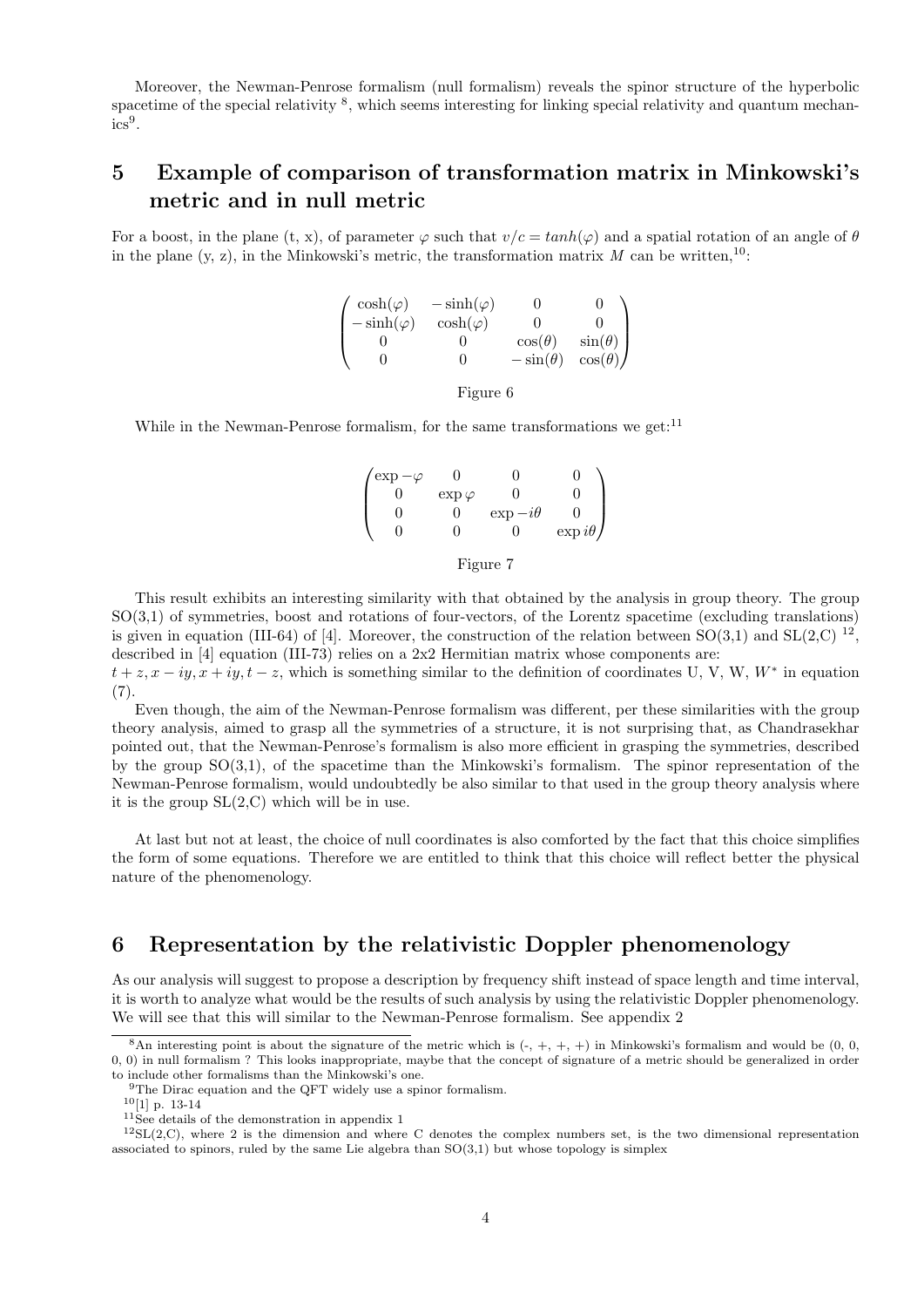Moreover, the Newman-Penrose formalism (null formalism) reveals the spinor structure of the hyperbolic spacetime of the special relativity [8], which seems interesting for linking special relativity and quantum mechanics[9].

# 5 Example of comparison of transformation matrix in Minkowski's metric and in null metric

For a boost, in the plane (t, x), of parameter $\varphi$ such that $v/c = tanh(\varphi)$ and a spatial rotation of an angle of $\theta$ in the plane (y, z), in the Minkowski's metric, the transformation matrix $M$ can be written,[10]:

$$\begin{pmatrix} \cosh(\varphi) & -\sinh(\varphi) & 0 & 0 \\ -\sinh(\varphi) & \cosh(\varphi) & 0 & 0 \\ 0 & 0 & \cos(\theta) & \sin(\theta) \\ 0 & 0 & -\sin(\theta) & \cos(\theta) \end{pmatrix}$$

Figure 6

While in the Newman-Penrose formalism, for the same transformations we get:[11]

$$\begin{pmatrix} \exp -\varphi & 0 & 0 & 0 \\ 0 & \exp \varphi & 0 & 0 \\ 0 & 0 & \exp -i\theta & 0 \\ 0 & 0 & 0 & \exp i\theta \end{pmatrix}$$

Figure 7

This result exhibits an interesting similarity with that obtained by the analysis in group theory. The group SO(3,1) of symmetries, boost and rotations of four-vectors, of the Lorentz spacetime (excluding translations) is given in equation (III-64) of [4]. Moreover, the construction of the relation between SO(3,1) and SL(2,C) [12], described in [4] equation (III-73) relies on a 2x2 Hermitian matrix whose components are:
$t + z, x - iy, x + iy, t - z$, which is something similar to the definition of coordinates U, V, W, $W^*$ in equation (7).

Even though, the aim of the Newman-Penrose formalism was different, per these similarities with the group theory analysis, aimed to grasp all the symmetries of a structure, it is not surprising that, as Chandrasekhar pointed out, that the Newman-Penrose's formalism is also more efficient in grasping the symmetries, described by the group SO(3,1), of the spacetime than the Minkowski's formalism. The spinor representation of the Newman-Penrose formalism, would undoubtedly be also similar to that used in the group theory analysis where it is the group SL(2,C) which will be in use.

At last but not at least, the choice of null coordinates is also comforted by the fact that this choice simplifies the form of some equations. Therefore we are entitled to think that this choice will reflect better the physical nature of the phenomenology.

# 6 Representation by the relativistic Doppler phenomenology

As our analysis will suggest to propose a description by frequency shift instead of space length and time interval, it is worth to analyze what would be the results of such analysis by using the relativistic Doppler phenomenology. We will see that this will similar to the Newman-Penrose formalism. See appendix 2

---

[8] An interesting point is about the signature of the metric which is (-, +, +, +) in Minkowski's formalism and would be (0, 0, 0, 0) in null formalism ? This looks inappropriate, maybe that the concept of signature of a metric should be generalized in order to include other formalisms than the Minkowski's one.

[9] The Dirac equation and the QFT widely use a spinor formalism.

[10] [1] p. 13-14

[11] See details of the demonstration in appendix 1

[12] SL(2,C), where 2 is the dimension and where C denotes the complex numbers set, is the two dimensional representation associated to spinors, ruled by the same Lie algebra than SO(3,1) but whose topology is simplex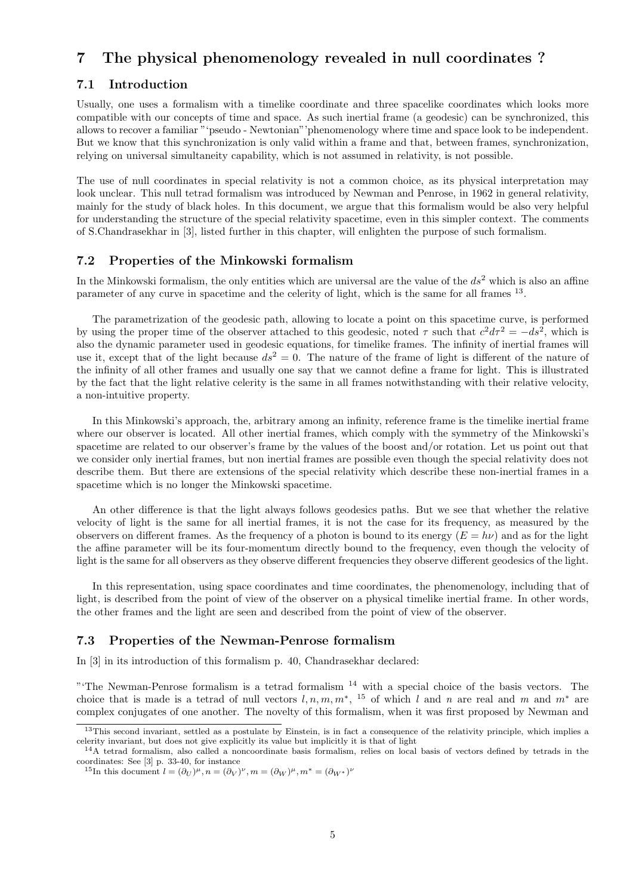# 7 The physical phenomenology revealed in null coordinates ?

## 7.1 Introduction

Usually, one uses a formalism with a timelike coordinate and three spacelike coordinates which looks more compatible with our concepts of time and space. As such inertial frame (a geodesic) can be synchronized, this allows to recover a familiar "'pseudo - Newtonian"'phenomenology where time and space look to be independent. But we know that this synchronization is only valid within a frame and that, between frames, synchronization, relying on universal simultaneity capability, which is not assumed in relativity, is not possible.

The use of null coordinates in special relativity is not a common choice, as its physical interpretation may look unclear. This null tetrad formalism was introduced by Newman and Penrose, in 1962 in general relativity, mainly for the study of black holes. In this document, we argue that this formalism would be also very helpful for understanding the structure of the special relativity spacetime, even in this simpler context. The comments of S.Chandrasekhar in [3], listed further in this chapter, will enlighten the purpose of such formalism.

## 7.2 Properties of the Minkowski formalism

In the Minkowski formalism, the only entities which are universal are the value of the $ds^2$ which is also an affine parameter of any curve in spacetime and the celerity of light, which is the same for all frames [13].

The parametrization of the geodesic path, allowing to locate a point on this spacetime curve, is performed by using the proper time of the observer attached to this geodesic, noted $\tau$ such that $c^2 d\tau^2 = -ds^2$, which is also the dynamic parameter used in geodesic equations, for timelike frames. The infinity of inertial frames will use it, except that of the light because $ds^2 = 0$. The nature of the frame of light is different of the nature of the infinity of all other frames and usually one say that we cannot define a frame for light. This is illustrated by the fact that the light relative celerity is the same in all frames notwithstanding with their relative velocity, a non-intuitive property.

In this Minkowski's approach, the, arbitrary among an infinity, reference frame is the timelike inertial frame where our observer is located. All other inertial frames, which comply with the symmetry of the Minkowski's spacetime are related to our observer's frame by the values of the boost and/or rotation. Let us point out that we consider only inertial frames, but non inertial frames are possible even though the special relativity does not describe them. But there are extensions of the special relativity which describe these non-inertial frames in a spacetime which is no longer the Minkowski spacetime.

An other difference is that the light always follows geodesics paths. But we see that whether the relative velocity of light is the same for all inertial frames, it is not the case for its frequency, as measured by the observers on different frames. As the frequency of a photon is bound to its energy ($E = h\nu$) and as for the light the affine parameter will be its four-momentum directly bound to the frequency, even though the velocity of light is the same for all observers as they observe different frequencies they observe different geodesics of the light.

In this representation, using space coordinates and time coordinates, the phenomenology, including that of light, is described from the point of view of the observer on a physical timelike inertial frame. In other words, the other frames and the light are seen and described from the point of view of the observer.

## 7.3 Properties of the Newman-Penrose formalism

In [3] in its introduction of this formalism p. 40, Chandrasekhar declared:

"'The Newman-Penrose formalism is a tetrad formalism [14] with a special choice of the basis vectors. The choice that is made is a tetrad of null vectors $l, n, m, m^*$, [15] of which $l$ and $n$ are real and $m$ and $m^*$ are complex conjugates of one another. The novelty of this formalism, when it was first proposed by Newman and

[13] This second invariant, settled as a postulate by Einstein, is in fact a consequence of the relativity principle, which implies a celerity invariant, but does not give explicitly its value but implicitly it is that of light

[14] A tetrad formalism, also called a noncoordinate basis formalism, relies on local basis of vectors defined by tetrads in the coordinates: See [3] p. 33-40, for instance

[15] In this document $l = (\partial_U)^\mu, n = (\partial_V)^\nu, m = (\partial_W)^\mu, m^* = (\partial_{W^*})^\nu$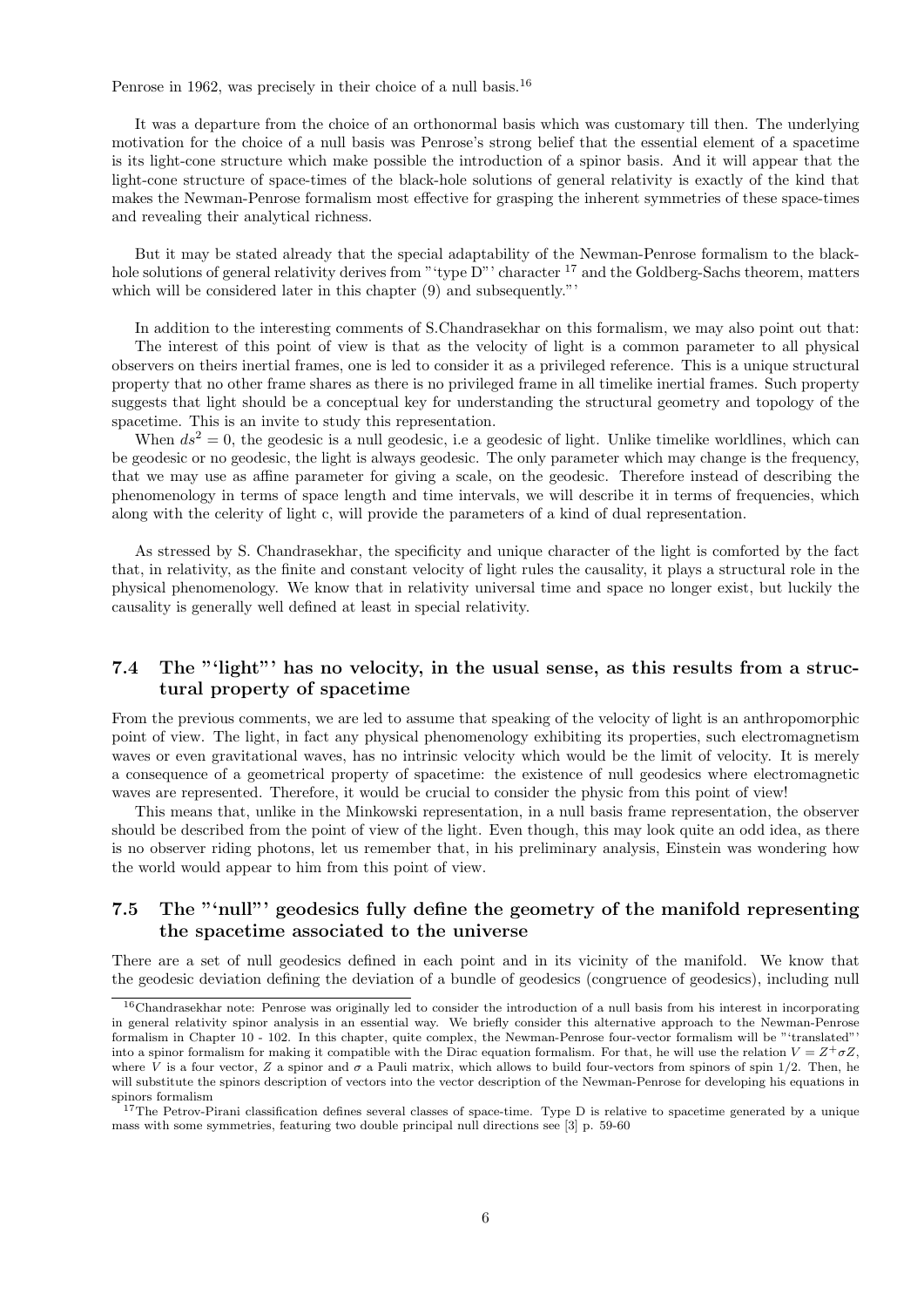Penrose in 1962, was precisely in their choice of a null basis.[16]

It was a departure from the choice of an orthonormal basis which was customary till then. The underlying motivation for the choice of a null basis was Penrose's strong belief that the essential element of a spacetime is its light-cone structure which make possible the introduction of a spinor basis. And it will appear that the light-cone structure of space-times of the black-hole solutions of general relativity is exactly of the kind that makes the Newman-Penrose formalism most effective for grasping the inherent symmetries of these space-times and revealing their analytical richness.

But it may be stated already that the special adaptability of the Newman-Penrose formalism to the black-hole solutions of general relativity derives from "'type D"' character [17] and the Goldberg-Sachs theorem, matters which will be considered later in this chapter (9) and subsequently."'

In addition to the interesting comments of S.Chandrasekhar on this formalism, we may also point out that:

The interest of this point of view is that as the velocity of light is a common parameter to all physical observers on theirs inertial frames, one is led to consider it as a privileged reference. This is a unique structural property that no other frame shares as there is no privileged frame in all timelike inertial frames. Such property suggests that light should be a conceptual key for understanding the structural geometry and topology of the spacetime. This is an invite to study this representation.

When $ds^2 = 0$, the geodesic is a null geodesic, i.e a geodesic of light. Unlike timelike worldlines, which can be geodesic or no geodesic, the light is always geodesic. The only parameter which may change is the frequency, that we may use as affine parameter for giving a scale, on the geodesic. Therefore instead of describing the phenomenology in terms of space length and time intervals, we will describe it in terms of frequencies, which along with the celerity of light c, will provide the parameters of a kind of dual representation.

As stressed by S. Chandrasekhar, the specificity and unique character of the light is comforted by the fact that, in relativity, as the finite and constant velocity of light rules the causality, it plays a structural role in the physical phenomenology. We know that in relativity universal time and space no longer exist, but luckily the causality is generally well defined at least in special relativity.

## 7.4 The "'light"' has no velocity, in the usual sense, as this results from a structural property of spacetime

From the previous comments, we are led to assume that speaking of the velocity of light is an anthropomorphic point of view. The light, in fact any physical phenomenology exhibiting its properties, such electromagnetism waves or even gravitational waves, has no intrinsic velocity which would be the limit of velocity. It is merely a consequence of a geometrical property of spacetime: the existence of null geodesics where electromagnetic waves are represented. Therefore, it would be crucial to consider the physic from this point of view!

This means that, unlike in the Minkowski representation, in a null basis frame representation, the observer should be described from the point of view of the light. Even though, this may look quite an odd idea, as there is no observer riding photons, let us remember that, in his preliminary analysis, Einstein was wondering how the world would appear to him from this point of view.

## 7.5 The "'null"' geodesics fully define the geometry of the manifold representing the spacetime associated to the universe

There are a set of null geodesics defined in each point and in its vicinity of the manifold. We know that the geodesic deviation defining the deviation of a bundle of geodesics (congruence of geodesics), including null

[16] Chandrasekhar note: Penrose was originally led to consider the introduction of a null basis from his interest in incorporating in general relativity spinor analysis in an essential way. We briefly consider this alternative approach to the Newman-Penrose formalism in Chapter 10 - 102. In this chapter, quite complex, the Newman-Penrose four-vector formalism will be "'translated"' into a spinor formalism for making it compatible with the Dirac equation formalism. For that, he will use the relation $V = Z^{+}\sigma Z$, where $V$ is a four vector, $Z$ a spinor and $\sigma$ a Pauli matrix, which allows to build four-vectors from spinors of spin 1/2. Then, he will substitute the spinors description of vectors into the vector description of the Newman-Penrose for developing his equations in spinors formalism

[17] The Petrov-Pirani classification defines several classes of space-time. Type D is relative to spacetime generated by a unique mass with some symmetries, featuring two double principal null directions see [3] p. 59-60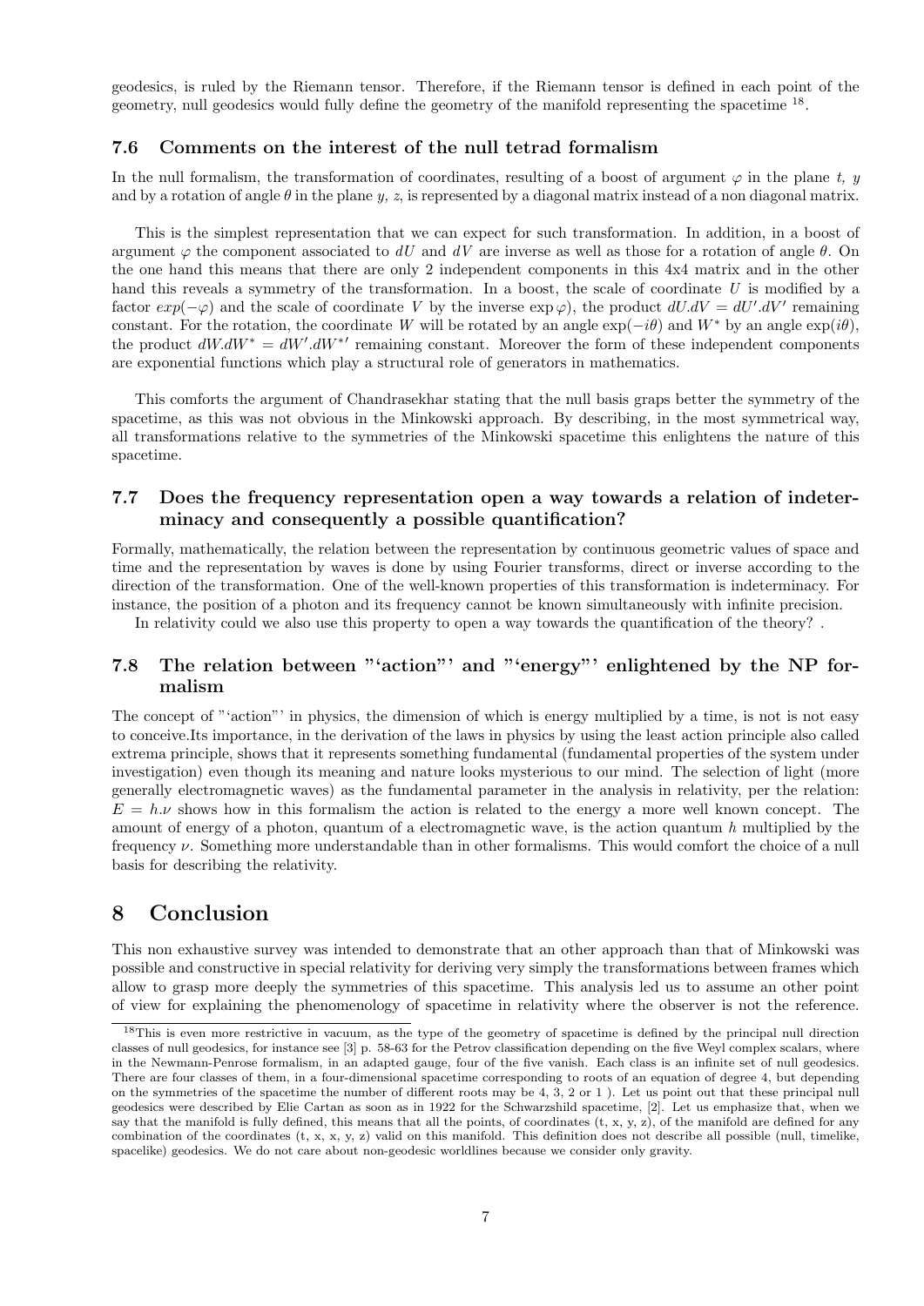geodesics, is ruled by the Riemann tensor. Therefore, if the Riemann tensor is defined in each point of the geometry, null geodesics would fully define the geometry of the manifold representing the spacetime [18].

### 7.6 Comments on the interest of the null tetrad formalism

In the null formalism, the transformation of coordinates, resulting of a boost of argument $\varphi$ in the plane $t$, $y$ and by a rotation of angle $\theta$ in the plane $y$, $z$, is represented by a diagonal matrix instead of a non diagonal matrix.

This is the simplest representation that we can expect for such transformation. In addition, in a boost of argument $\varphi$ the component associated to $dU$ and $dV$ are inverse as well as those for a rotation of angle $\theta$. On the one hand this means that there are only 2 independent components in this 4x4 matrix and in the other hand this reveals a symmetry of the transformation. In a boost, the scale of coordinate $U$ is modified by a factor $exp(-\varphi)$ and the scale of coordinate $V$ by the inverse $\exp\varphi$), the product $dU.dV = dU'.dV'$ remaining constant. For the rotation, the coordinate $W$ will be rotated by an angle $\exp(-i\theta)$ and $W^*$ by an angle $\exp(i\theta)$, the product $dW.dW^* = dW'.dW^{*\prime}$ remaining constant. Moreover the form of these independent components are exponential functions which play a structural role of generators in mathematics.

This comforts the argument of Chandrasekhar stating that the null basis graps better the symmetry of the spacetime, as this was not obvious in the Minkowski approach. By describing, in the most symmetrical way, all transformations relative to the symmetries of the Minkowski spacetime this enlightens the nature of this spacetime.

### 7.7 Does the frequency representation open a way towards a relation of indeterminacy and consequently a possible quantification?

Formally, mathematically, the relation between the representation by continuous geometric values of space and time and the representation by waves is done by using Fourier transforms, direct or inverse according to the direction of the transformation. One of the well-known properties of this transformation is indeterminacy. For instance, the position of a photon and its frequency cannot be known simultaneously with infinite precision.
In relativity could we also use this property to open a way towards the quantification of the theory? .

### 7.8 The relation between "'action"' and "'energy"' enlightened by the NP formalism

The concept of "'action"' in physics, the dimension of which is energy multiplied by a time, is not is not easy to conceive.Its importance, in the derivation of the laws in physics by using the least action principle also called extrema principle, shows that it represents something fundamental (fundamental properties of the system under investigation) even though its meaning and nature looks mysterious to our mind. The selection of light (more generally electromagnetic waves) as the fundamental parameter in the analysis in relativity, per the relation: $E = h.\nu$ shows how in this formalism the action is related to the energy a more well known concept. The amount of energy of a photon, quantum of a electromagnetic wave, is the action quantum $h$ multiplied by the frequency $\nu$. Something more understandable than in other formalisms. This would comfort the choice of a null basis for describing the relativity.

## 8 Conclusion

This non exhaustive survey was intended to demonstrate that an other approach than that of Minkowski was possible and constructive in special relativity for deriving very simply the transformations between frames which allow to grasp more deeply the symmetries of this spacetime. This analysis led us to assume an other point of view for explaining the phenomenology of spacetime in relativity where the observer is not the reference.

[18] This is even more restrictive in vacuum, as the type of the geometry of spacetime is defined by the principal null direction classes of null geodesics, for instance see [3] p. 58-63 for the Petrov classification depending on the five Weyl complex scalars, where in the Newmann-Penrose formalism, in an adapted gauge, four of the five vanish. Each class is an infinite set of null geodesics. There are four classes of them, in a four-dimensional spacetime corresponding to roots of an equation of degree 4, but depending on the symmetries of the spacetime the number of different roots may be 4, 3, 2 or 1 ). Let us point out that these principal null geodesics were described by Elie Cartan as soon as in 1922 for the Schwarzshild spacetime, [2]. Let us emphasize that, when we say that the manifold is fully defined, this means that all the points, of coordinates (t, x, y, z), of the manifold are defined for any combination of the coordinates (t, x, x, y, z) valid on this manifold. This definition does not describe all possible (null, timelike, spacelike) geodesics. We do not care about non-geodesic worldlines because we consider only gravity.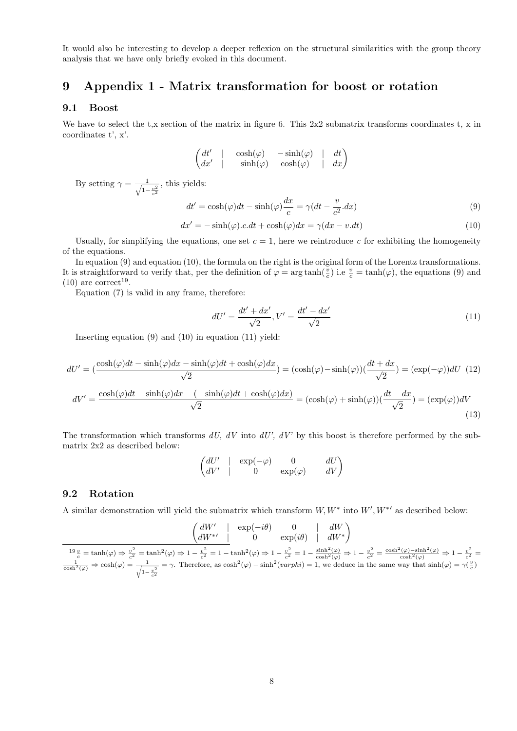It would also be interesting to develop a deeper reflexion on the structural similarities with the group theory analysis that we have only briefly evoked in this document.

# 9 Appendix 1 - Matrix transformation for boost or rotation

## 9.1 Boost

We have to select the t,x section of the matrix in figure 6. This 2x2 submatrix transforms coordinates t, x in coordinates t', x'.

$$\begin{pmatrix} dt' & | & \cosh(\varphi) & -\sinh(\varphi) & | & dt \\ dx' & | & -\sinh(\varphi) & \cosh(\varphi) & | & dx \end{pmatrix}$$

By setting $\gamma = \frac{1}{\sqrt{1-\frac{v^2}{c^2}}}$, this yields:

$$dt' = \cosh(\varphi)dt - \sinh(\varphi)\frac{dx}{c} = \gamma(dt - \frac{v}{c^2}.dx) \tag{9}$$

$$dx' = -\sinh(\varphi).c.dt + \cosh(\varphi)dx = \gamma(dx - v.dt) \tag{10}$$

Usually, for simplifying the equations, one set $c = 1$, here we reintroduce $c$ for exhibiting the homogeneity of the equations.

In equation (9) and equation (10), the formula on the right is the original form of the Lorentz transformations. It is straightforward to verify that, per the definition of $\varphi = \arg\tanh(\frac{v}{c})$ i.e $\frac{v}{c} = \tanh(\varphi)$, the equations (9) and (10) are correct[19].

Equation (7) is valid in any frame, therefore:

$$dU' = \frac{dt' + dx'}{\sqrt{2}}, V' = \frac{dt' - dx'}{\sqrt{2}} \tag{11}$$

Inserting equation (9) and (10) in equation (11) yield:

$$dU' = (\frac{\cosh(\varphi)dt - \sinh(\varphi)dx - \sinh(\varphi)dt + \cosh(\varphi)dx}{\sqrt{2}}) = (\cosh(\varphi) - \sinh(\varphi))(\frac{dt + dx}{\sqrt{2}}) = (\exp(-\varphi))dU \tag{12}$$

$$dV' = \frac{\cosh(\varphi)dt - \sinh(\varphi)dx - (-\sinh(\varphi)dt + \cosh(\varphi)dx)}{\sqrt{2}} = (\cosh(\varphi) + \sinh(\varphi))(\frac{dt - dx}{\sqrt{2}}) = (\exp(\varphi))dV \tag{13}$$

The transformation which transforms *dU, dV* into *dU', dV'* by this boost is therefore performed by the submatrix 2x2 as described below:

$$\begin{pmatrix} dU' & | & \exp(-\varphi) & 0 & | & dU \\ dV' & | & 0 & \exp(\varphi) & | & dV \end{pmatrix}$$

## 9.2 Rotation

A similar demonstration will yield the submatrix which transform $W, W^*$ into $W', W^{*\prime}$ as described below:

$$\begin{pmatrix} dW' & | & \exp(-i\theta) & 0 & | & dW \\ dW^{*\prime} & | & 0 & \exp(i\theta) & | & dW^* \end{pmatrix}$$

[19] $\frac{v}{c} = \tanh(\varphi) \Rightarrow \frac{v^2}{c^2} = \tanh^2(\varphi) \Rightarrow 1 - \frac{v^2}{c^2} = 1 - \tanh^2(\varphi) \Rightarrow 1 - \frac{v^2}{c^2} = 1 - \frac{\sinh^2(\varphi)}{\cosh^2(\varphi)} \Rightarrow 1 - \frac{v^2}{c^2} = \frac{\cosh^2(\varphi) - \sinh^2(\varphi)}{\cosh^2(\varphi)} \Rightarrow 1 - \frac{v^2}{c^2} = \frac{1}{\cosh^2(\varphi)} \Rightarrow \cosh(\varphi) = \frac{1}{\sqrt{1-\frac{v^2}{c^2}}} = \gamma$. Therefore, as $\cosh^2(\varphi) - \sinh^2(varphi) = 1$, we deduce in the same way that $\sinh(\varphi) = \gamma(\frac{v}{c})$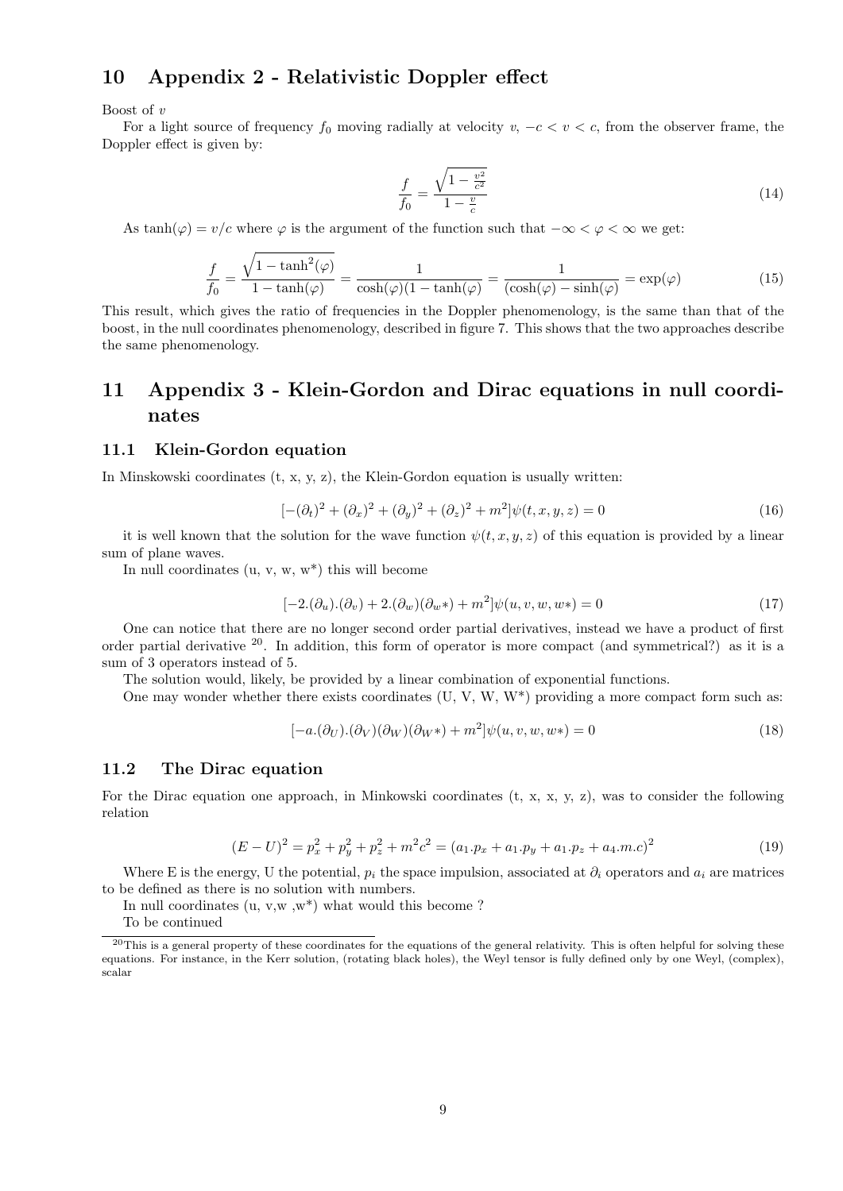# 10 Appendix 2 - Relativistic Doppler effect

Boost of $v$

For a light source of frequency $f_0$ moving radially at velocity $v$, $-c < v < c$, from the observer frame, the Doppler effect is given by:

$$\frac{f}{f_0} = \frac{\sqrt{1 - \frac{v^2}{c^2}}}{1 - \frac{v}{c}} \tag{14}$$

As $\tanh(\varphi) = v/c$ where $\varphi$ is the argument of the function such that $-\infty < \varphi < \infty$ we get:

$$\frac{f}{f_0} = \frac{\sqrt{1 - \tanh^2(\varphi)}}{1 - \tanh(\varphi)} = \frac{1}{\cosh(\varphi)(1 - \tanh(\varphi)} = \frac{1}{(\cosh(\varphi) - \sinh(\varphi)} = \exp(\varphi) \tag{15}$$

This result, which gives the ratio of frequencies in the Doppler phenomenology, is the same than that of the boost, in the null coordinates phenomenology, described in figure 7. This shows that the two approaches describe the same phenomenology.

# 11 Appendix 3 - Klein-Gordon and Dirac equations in null coordinates

## 11.1 Klein-Gordon equation

In Minskowski coordinates (t, x, y, z), the Klein-Gordon equation is usually written:

$$[-(\partial_t)^2 + (\partial_x)^2 + (\partial_y)^2 + (\partial_z)^2 + m^2]\psi(t, x, y, z) = 0 \tag{16}$$

it is well known that the solution for the wave function $\psi(t, x, y, z)$ of this equation is provided by a linear sum of plane waves.

In null coordinates (u, v, w, w*) this will become

$$[-2.(\partial_u).(\partial_v) + 2.(\partial_w)(\partial_{w}*) + m^2]\psi(u, v, w, w*) = 0 \tag{17}$$

One can notice that there are no longer second order partial derivatives, instead we have a product of first order partial derivative [20]. In addition, this form of operator is more compact (and symmetrical?) as it is a sum of 3 operators instead of 5.

The solution would, likely, be provided by a linear combination of exponential functions.

One may wonder whether there exists coordinates (U, V, W, W*) providing a more compact form such as:

$$[-a.(\partial_U).(\partial_V)(\partial_W)(\partial_{W}*) + m^2]\psi(u, v, w, w*) = 0 \tag{18}$$

## 11.2 The Dirac equation

For the Dirac equation one approach, in Minkowski coordinates (t, x, x, y, z), was to consider the following relation

$$(E - U)^2 = p_x^2 + p_y^2 + p_z^2 + m^2c^2 = (a_1.p_x + a_1.p_y + a_1.p_z + a_4.m.c)^2 \tag{19}$$

Where E is the energy, U the potential, $p_i$ the space impulsion, associated at $\partial_i$ operators and $a_i$ are matrices to be defined as there is no solution with numbers.

In null coordinates (u, v,w ,w*) what would this become ?

To be continued

[20] This is a general property of these coordinates for the equations of the general relativity. This is often helpful for solving these equations. For instance, in the Kerr solution, (rotating black holes), the Weyl tensor is fully defined only by one Weyl, (complex), scalar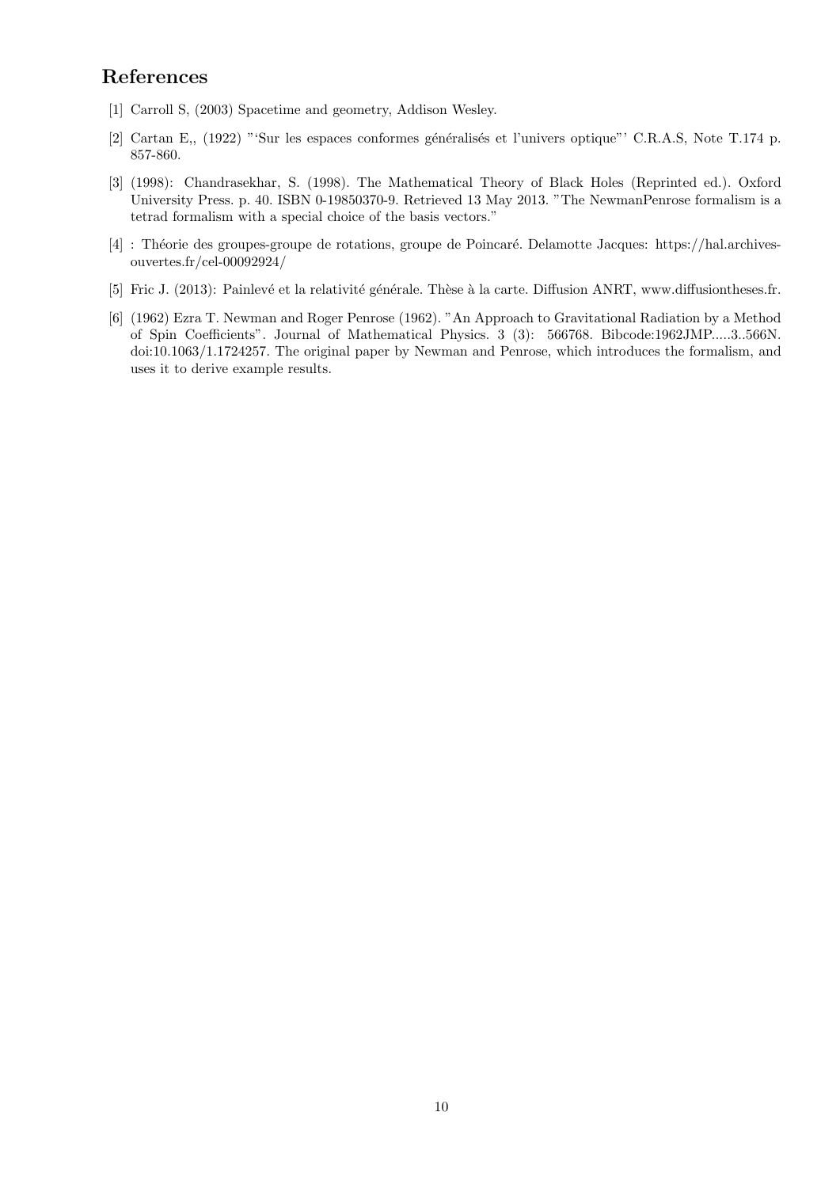## References

[1] Carroll S, (2003) Spacetime and geometry, Addison Wesley.

[2] Cartan E,, (1922) "'Sur les espaces conformes généralisés et l'univers optique"' C.R.A.S, Note T.174 p. 857-860.

[3] (1998): Chandrasekhar, S. (1998). The Mathematical Theory of Black Holes (Reprinted ed.). Oxford University Press. p. 40. ISBN 0-19850370-9. Retrieved 13 May 2013. "The NewmanPenrose formalism is a tetrad formalism with a special choice of the basis vectors."

[4] : Théorie des groupes-groupe de rotations, groupe de Poincaré. Delamotte Jacques: https://hal.archives-ouvertes.fr/cel-00092924/

[5] Fric J. (2013): Painlevé et la relativité générale. Thèse à la carte. Diffusion ANRT, www.diffusiontheses.fr.

[6] (1962) Ezra T. Newman and Roger Penrose (1962). "An Approach to Gravitational Radiation by a Method of Spin Coefficients". Journal of Mathematical Physics. 3 (3): 566768. Bibcode:1962JMP.....3..566N. doi:10.1063/1.1724257. The original paper by Newman and Penrose, which introduces the formalism, and uses it to derive example results.